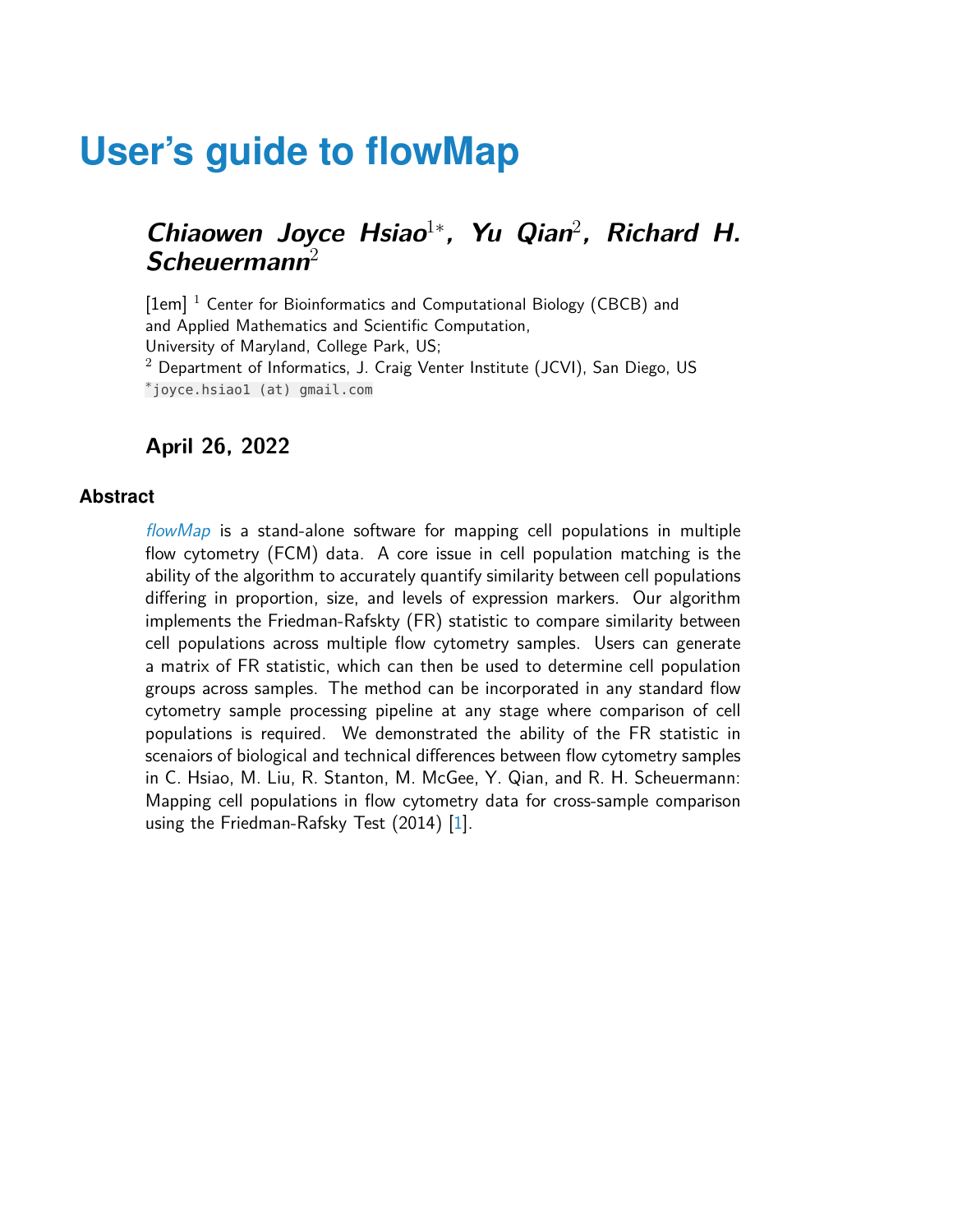# User's guide to flowMap

## Chiaowen Joyce Hsiao[1*], Yu Qian[2], Richard H. Scheuermann[2]

[1em] [1] Center for Bioinformatics and Computational Biology (CBCB) and
and Applied Mathematics and Scientific Computation,
University of Maryland, College Park, US;
[2] Department of Informatics, J. Craig Venter Institute (JCVI), San Diego, US
[*]joyce.hsiao1 (at) gmail.com

### April 26, 2022

#### Abstract

*flowMap* is a stand-alone software for mapping cell populations in multiple flow cytometry (FCM) data. A core issue in cell population matching is the ability of the algorithm to accurately quantify similarity between cell populations differing in proportion, size, and levels of expression markers. Our algorithm implements the Friedman-Rafskty (FR) statistic to compare similarity between cell populations across multiple flow cytometry samples. Users can generate a matrix of FR statistic, which can then be used to determine cell population groups across samples. The method can be incorporated in any standard flow cytometry sample processing pipeline at any stage where comparison of cell populations is required. We demonstrated the ability of the FR statistic in scenaiors of biological and technical differences between flow cytometry samples in C. Hsiao, M. Liu, R. Stanton, M. McGee, Y. Qian, and R. H. Scheuermann: Mapping cell populations in flow cytometry data for cross-sample comparison using the Friedman-Rafsky Test (2014) [1].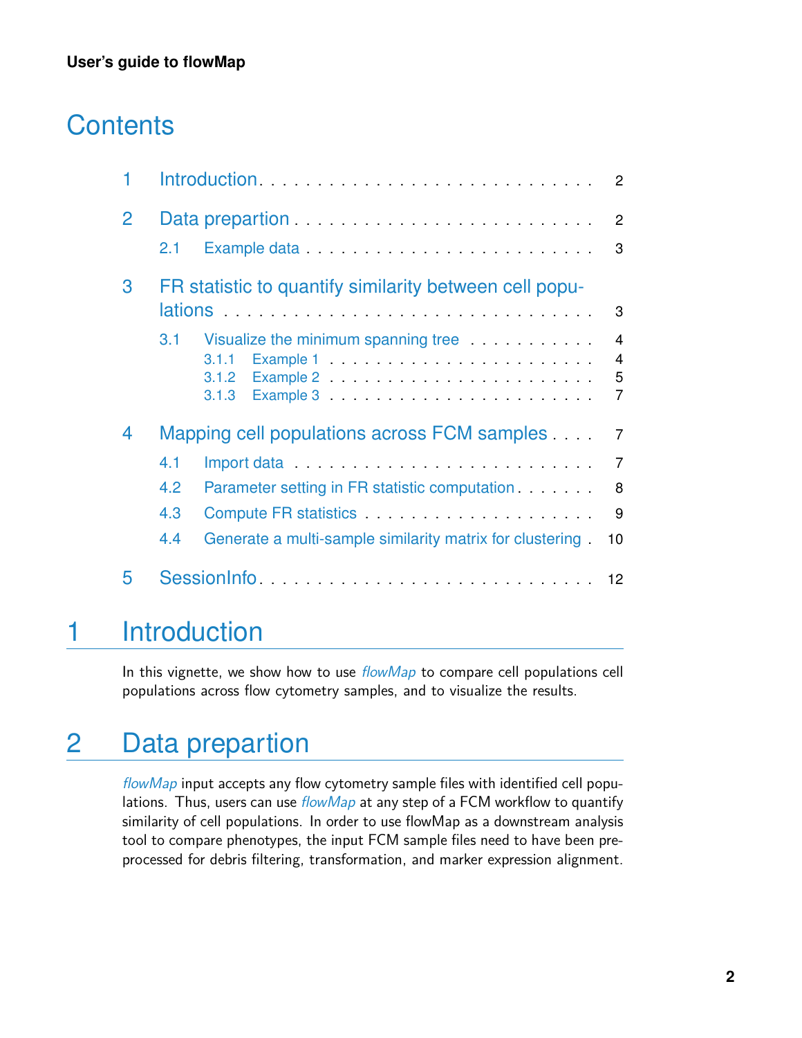# Contents

| | | |
|---|---|---|
| 1 | Introduction | 2 |
| 2 | Data prepartion | 2 |
| | 2.1 Example data | 3 |
| 3 | FR statistic to quantify similarity between cell populations | 3 |
| | 3.1 Visualize the minimum spanning tree | 4 |
| | 3.1.1 Example 1 | 4 |
| | 3.1.2 Example 2 | 5 |
| | 3.1.3 Example 3 | 7 |
| 4 | Mapping cell populations across FCM samples | 7 |
| | 4.1 Import data | 7 |
| | 4.2 Parameter setting in FR statistic computation | 8 |
| | 4.3 Compute FR statistics | 9 |
| | 4.4 Generate a multi-sample similarity matrix for clustering | 10 |
| 5 | SessionInfo | 12 |

# 1 Introduction

In this vignette, we show how to use *flowMap* to compare cell populations cell populations across flow cytometry samples, and to visualize the results.

# 2 Data prepartion

*flowMap* input accepts any flow cytometry sample files with identified cell populations. Thus, users can use *flowMap* at any step of a FCM workflow to quantify similarity of cell populations. In order to use flowMap as a downstream analysis tool to compare phenotypes, the input FCM sample files need to have been preprocessed for debris filtering, transformation, and marker expression alignment.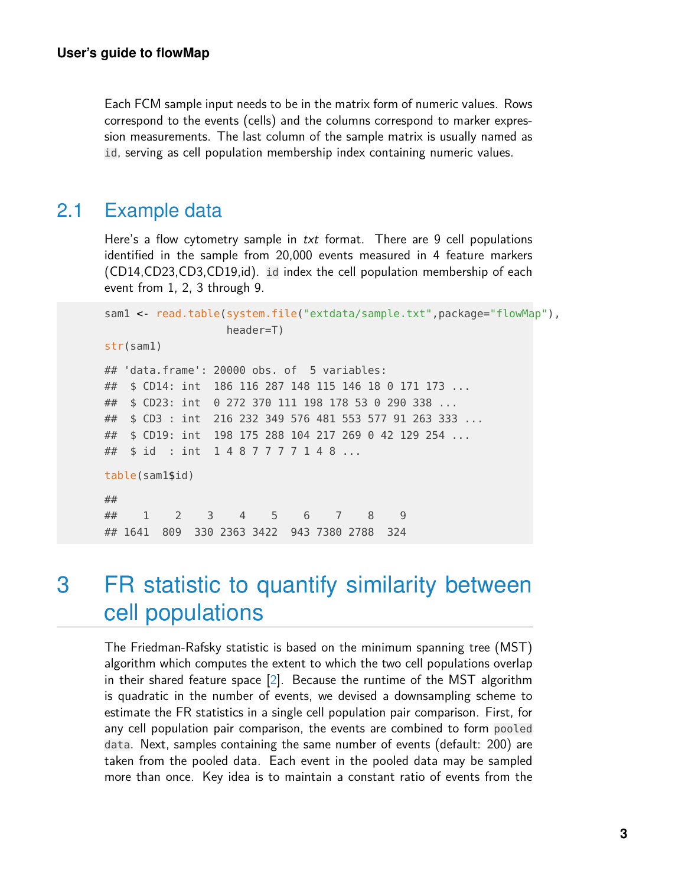Each FCM sample input needs to be in the matrix form of numeric values. Rows correspond to the events (cells) and the columns correspond to marker expression measurements. The last column of the sample matrix is usually named as `id`, serving as cell population membership index containing numeric values.

## 2.1 Example data

Here's a flow cytometry sample in *txt* format. There are 9 cell populations identified in the sample from 20,000 events measured in 4 feature markers (CD14,CD23,CD3,CD19,id). `id` index the cell population membership of each event from 1, 2, 3 through 9.

```
sam1 <- read.table(system.file("extdata/sample.txt",package="flowMap"),
                   header=T)
str(sam1)

## 'data.frame': 20000 obs. of  5 variables:
##  $ CD14: int  186 116 287 148 115 146 18 0 171 173 ...
##  $ CD23: int  0 272 370 111 198 178 53 0 290 338 ...
##  $ CD3 : int  216 232 349 576 481 553 577 91 263 333 ...
##  $ CD19: int  198 175 288 104 217 269 0 42 129 254 ...
##  $ id  : int  1 4 8 7 7 7 7 1 4 8 ...

table(sam1$id)

##
##    1    2    3    4    5    6    7    8    9
## 1641  809  330 2363 3422  943 7380 2788  324
```

# 3 FR statistic to quantify similarity between cell populations

The Friedman-Rafsky statistic is based on the minimum spanning tree (MST) algorithm which computes the extent to which the two cell populations overlap in their shared feature space [2]. Because the runtime of the MST algorithm is quadratic in the number of events, we devised a downsampling scheme to estimate the FR statistics in a single cell population pair comparison. First, for any cell population pair comparison, the events are combined to form `pooled data`. Next, samples containing the same number of events (default: 200) are taken from the pooled data. Each event in the pooled data may be sampled more than once. Key idea is to maintain a constant ratio of events from the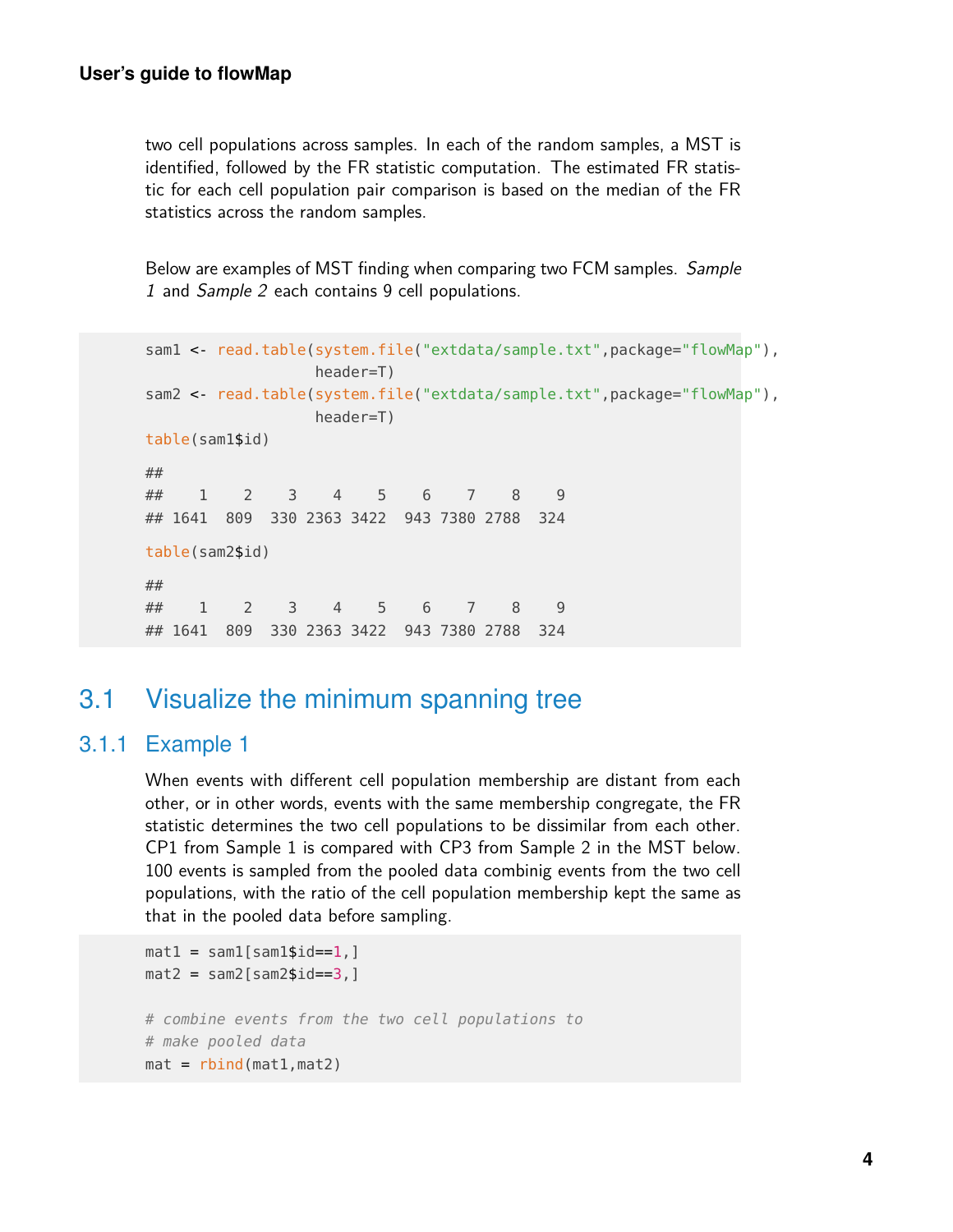two cell populations across samples. In each of the random samples, a MST is identified, followed by the FR statistic computation. The estimated FR statistic for each cell population pair comparison is based on the median of the FR statistics across the random samples.

Below are examples of MST finding when comparing two FCM samples. *Sample 1* and *Sample 2* each contains 9 cell populations.

```
sam1 <- read.table(system.file("extdata/sample.txt",package="flowMap"),
                   header=T)
sam2 <- read.table(system.file("extdata/sample.txt",package="flowMap"),
                   header=T)
table(sam1$id)

##
##    1    2    3    4    5    6    7    8    9
## 1641  809  330 2363 3422  943 7380 2788  324

table(sam2$id)

##
##    1    2    3    4    5    6    7    8    9
## 1641  809  330 2363 3422  943 7380 2788  324
```

## 3.1 Visualize the minimum spanning tree

### 3.1.1 Example 1

When events with different cell population membership are distant from each other, or in other words, events with the same membership congregate, the FR statistic determines the two cell populations to be dissimilar from each other. CP1 from Sample 1 is compared with CP3 from Sample 2 in the MST below. 100 events is sampled from the pooled data combinig events from the two cell populations, with the ratio of the cell population membership kept the same as that in the pooled data before sampling.

```
mat1 = sam1[sam1$id==1,]
mat2 = sam2[sam2$id==3,]

# combine events from the two cell populations to
# make pooled data
mat = rbind(mat1,mat2)
```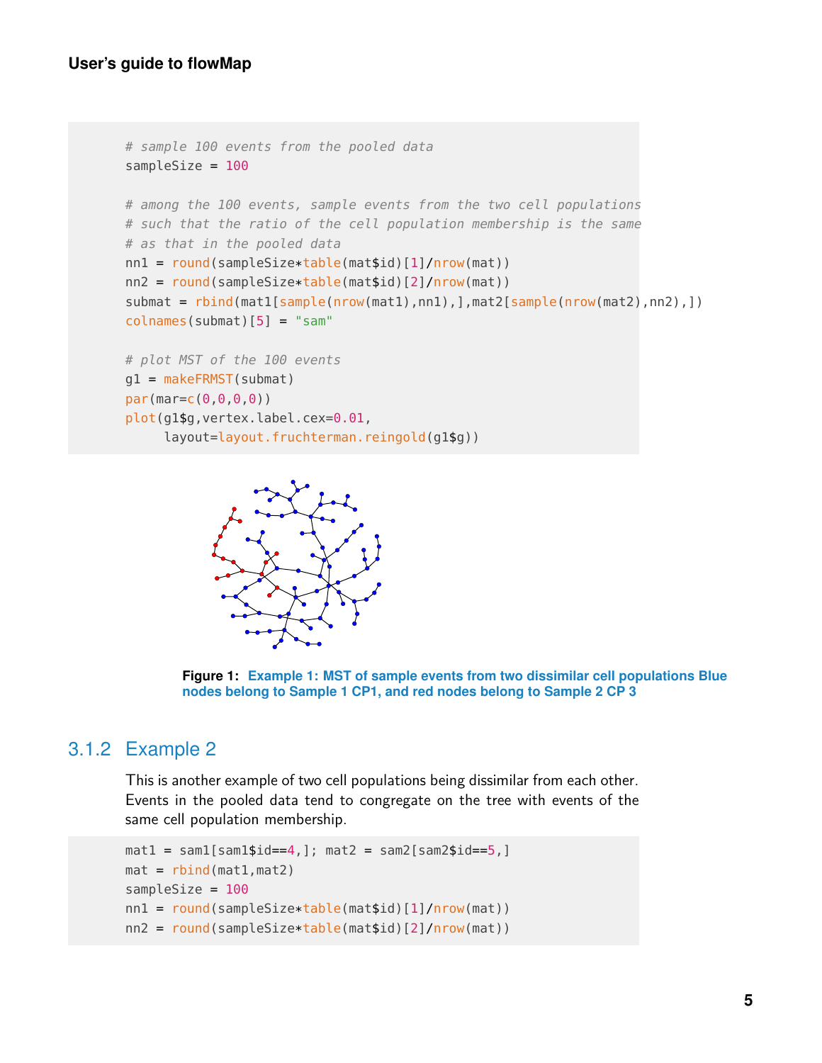```
# sample 100 events from the pooled data
sampleSize = 100

# among the 100 events, sample events from the two cell populations
# such that the ratio of the cell population membership is the same
# as that in the pooled data
nn1 = round(sampleSize*table(mat$id)[1]/nrow(mat))
nn2 = round(sampleSize*table(mat$id)[2]/nrow(mat))
submat = rbind(mat1[sample(nrow(mat1),nn1),],mat2[sample(nrow(mat2),nn2),])
colnames(submat)[5] = "sam"

# plot MST of the 100 events
g1 = makeFRMST(submat)
par(mar=c(0,0,0,0))
plot(g1$g,vertex.label.cex=0.01,
     layout=layout.fruchterman.reingold(g1$g))
```

**Figure 1:** Example 1: MST of sample events from two dissimilar cell populations Blue nodes belong to Sample 1 CP1, and red nodes belong to Sample 2 CP 3

### 3.1.2 Example 2

This is another example of two cell populations being dissimilar from each other. Events in the pooled data tend to congregate on the tree with events of the same cell population membership.

```
mat1 = sam1[sam1$id==4,]; mat2 = sam2[sam2$id==5,]
mat = rbind(mat1,mat2)
sampleSize = 100
nn1 = round(sampleSize*table(mat$id)[1]/nrow(mat))
nn2 = round(sampleSize*table(mat$id)[2]/nrow(mat))
```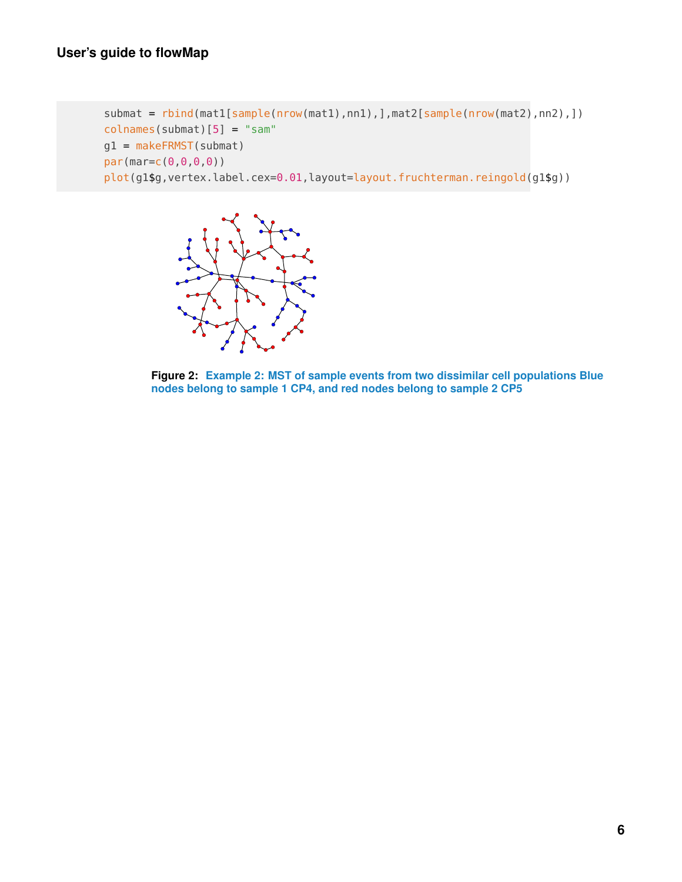```
submat = rbind(mat1[sample(nrow(mat1),nn1),],mat2[sample(nrow(mat2),nn2),])
colnames(submat)[5] = "sam"
g1 = makeFRMST(submat)
par(mar=c(0,0,0,0))
plot(g1$g,vertex.label.cex=0.01,layout=layout.fruchterman.reingold(g1$g))
```

**Figure 2:** Example 2: MST of sample events from two dissimilar cell populations Blue nodes belong to sample 1 CP4, and red nodes belong to sample 2 CP5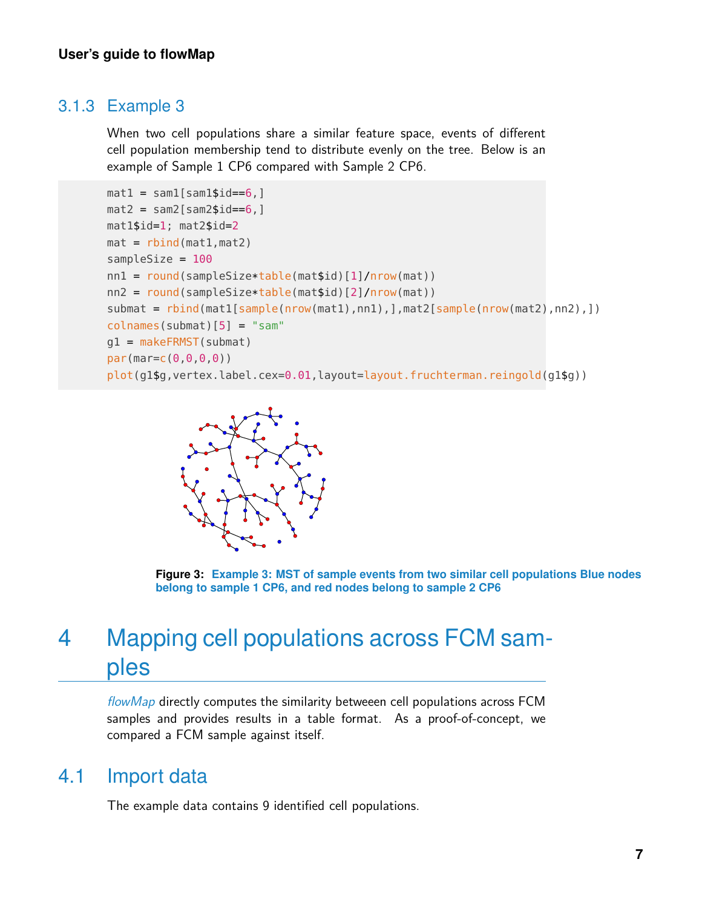### 3.1.3 Example 3

When two cell populations share a similar feature space, events of different cell population membership tend to distribute evenly on the tree. Below is an example of Sample 1 CP6 compared with Sample 2 CP6.

```
mat1 = sam1[sam1$id==6,]
mat2 = sam2[sam2$id==6,]
mat1$id=1; mat2$id=2
mat = rbind(mat1,mat2)
sampleSize = 100
nn1 = round(sampleSize*table(mat$id)[1]/nrow(mat))
nn2 = round(sampleSize*table(mat$id)[2]/nrow(mat))
submat = rbind(mat1[sample(nrow(mat1),nn1),],mat2[sample(nrow(mat2),nn2),])
colnames(submat)[5] = "sam"
g1 = makeFRMST(submat)
par(mar=c(0,0,0,0))
plot(g1$g,vertex.label.cex=0.01,layout=layout.fruchterman.reingold(g1$g))
```

**Figure 3: Example 3: MST of sample events from two similar cell populations Blue nodes belong to sample 1 CP6, and red nodes belong to sample 2 CP6**

# 4 Mapping cell populations across FCM samples

*flowMap* directly computes the similarity betweeen cell populations across FCM samples and provides results in a table format. As a proof-of-concept, we compared a FCM sample against itself.

## 4.1 Import data

The example data contains 9 identified cell populations.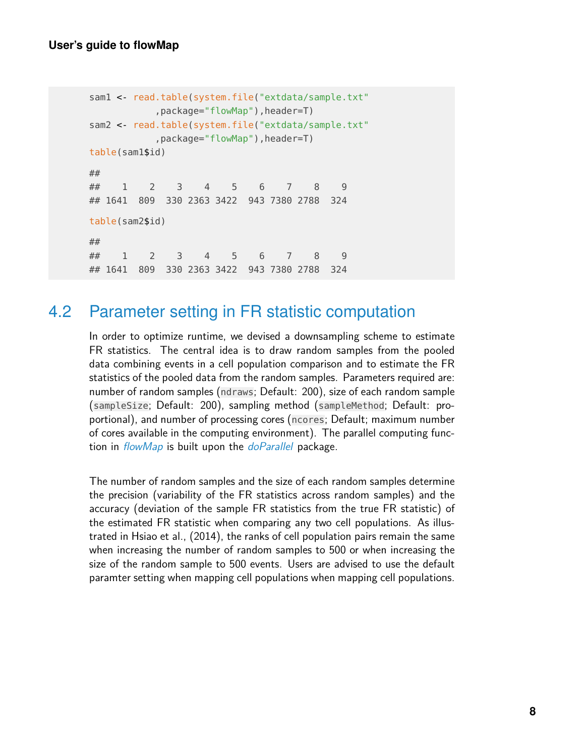```
sam1 <- read.table(system.file("extdata/sample.txt"
           ,package="flowMap"),header=T)
sam2 <- read.table(system.file("extdata/sample.txt"
           ,package="flowMap"),header=T)
table(sam1$id)

##
##    1    2    3    4    5    6    7    8    9
## 1641  809  330 2363 3422  943 7380 2788  324

table(sam2$id)

##
##    1    2    3    4    5    6    7    8    9
## 1641  809  330 2363 3422  943 7380 2788  324
```

## 4.2 Parameter setting in FR statistic computation

In order to optimize runtime, we devised a downsampling scheme to estimate FR statistics. The central idea is to draw random samples from the pooled data combining events in a cell population comparison and to estimate the FR statistics of the pooled data from the random samples. Parameters required are: number of random samples (`ndraws`; Default: 200), size of each random sample (`sampleSize`; Default: 200), sampling method (`sampleMethod`; Default: proportional), and number of processing cores (`ncores`; Default; maximum number of cores available in the computing environment). The parallel computing function in *flowMap* is built upon the *doParallel* package.

The number of random samples and the size of each random samples determine the precision (variability of the FR statistics across random samples) and the accuracy (deviation of the sample FR statistics from the true FR statistic) of the estimated FR statistic when comparing any two cell populations. As illustrated in Hsiao et al., (2014), the ranks of cell population pairs remain the same when increasing the number of random samples to 500 or when increasing the size of the random sample to 500 events. Users are advised to use the default paramter setting when mapping cell populations when mapping cell populations.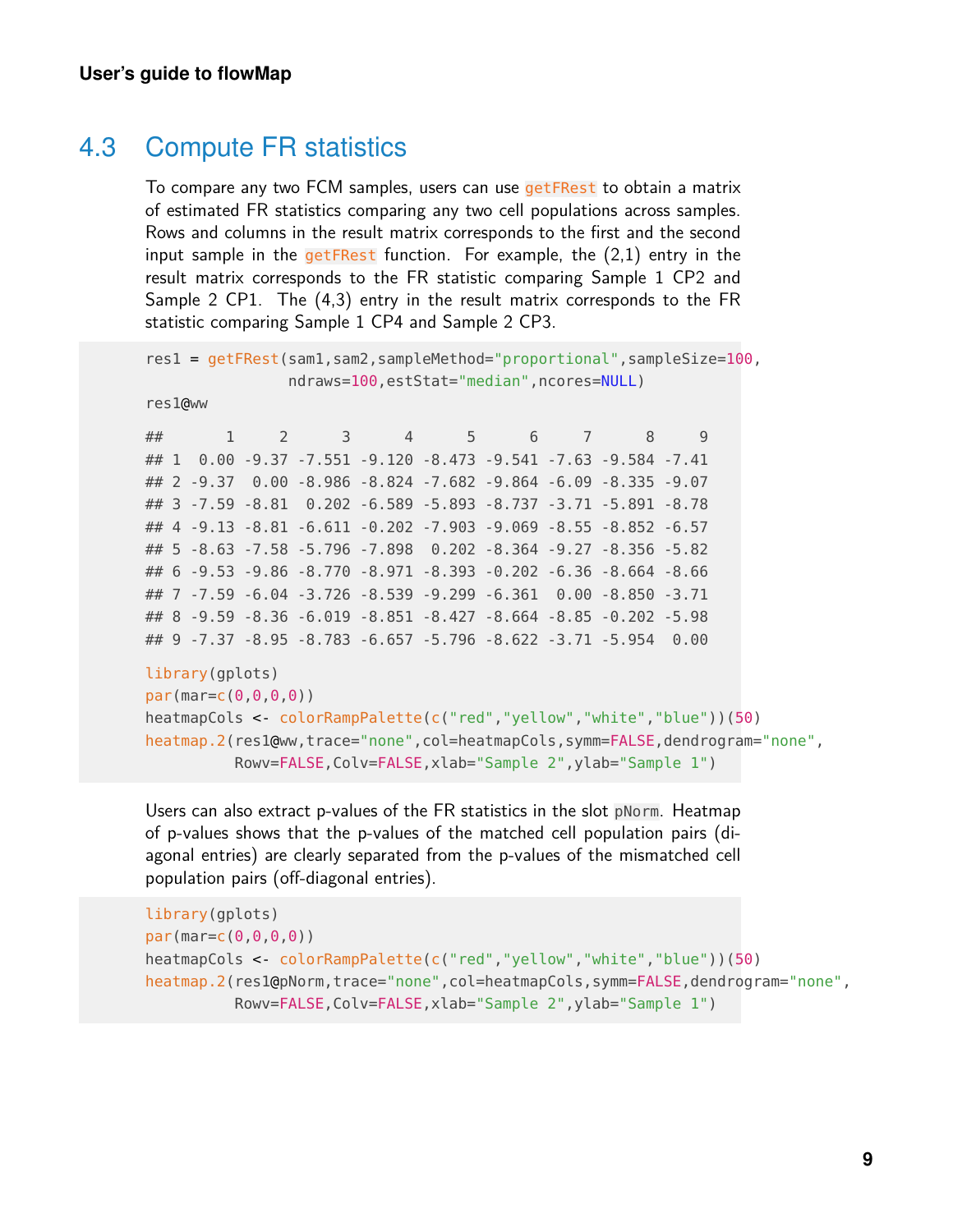## 4.3 Compute FR statistics

To compare any two FCM samples, users can use `getFRest` to obtain a matrix of estimated FR statistics comparing any two cell populations across samples. Rows and columns in the result matrix corresponds to the first and the second input sample in the `getFRest` function. For example, the (2,1) entry in the result matrix corresponds to the FR statistic comparing Sample 1 CP2 and Sample 2 CP1. The (4,3) entry in the result matrix corresponds to the FR statistic comparing Sample 1 CP4 and Sample 2 CP3.

```
res1 = getFRest(sam1,sam2,sampleMethod="proportional",sampleSize=100,
                ndraws=100,estStat="median",ncores=NULL)
res1@ww

##       1     2      3      4      5      6     7      8     9
## 1  0.00 -9.37 -7.551 -9.120 -8.473 -9.541 -7.63 -9.584 -7.41
## 2 -9.37  0.00 -8.986 -8.824 -7.682 -9.864 -6.09 -8.335 -9.07
## 3 -7.59 -8.81  0.202 -6.589 -5.893 -8.737 -3.71 -5.891 -8.78
## 4 -9.13 -8.81 -6.611 -0.202 -7.903 -9.069 -8.55 -8.852 -6.57
## 5 -8.63 -7.58 -5.796 -7.898  0.202 -8.364 -9.27 -8.356 -5.82
## 6 -9.53 -9.86 -8.770 -8.971 -8.393 -0.202 -6.36 -8.664 -8.66
## 7 -7.59 -6.04 -3.726 -8.539 -9.299 -6.361  0.00 -8.850 -3.71
## 8 -9.59 -8.36 -6.019 -8.851 -8.427 -8.664 -8.85 -0.202 -5.98
## 9 -7.37 -8.95 -8.783 -6.657 -5.796 -8.622 -3.71 -5.954  0.00

library(gplots)
par(mar=c(0,0,0,0))
heatmapCols <- colorRampPalette(c("red","yellow","white","blue"))(50)
heatmap.2(res1@ww,trace="none",col=heatmapCols,symm=FALSE,dendrogram="none",
          Rowv=FALSE,Colv=FALSE,xlab="Sample 2",ylab="Sample 1")
```

Users can also extract p-values of the FR statistics in the slot `pNorm`. Heatmap of p-values shows that the p-values of the matched cell population pairs (diagonal entries) are clearly separated from the p-values of the mismatched cell population pairs (off-diagonal entries).

```
library(gplots)
par(mar=c(0,0,0,0))
heatmapCols <- colorRampPalette(c("red","yellow","white","blue"))(50)
heatmap.2(res1@pNorm,trace="none",col=heatmapCols,symm=FALSE,dendrogram="none",
          Rowv=FALSE,Colv=FALSE,xlab="Sample 2",ylab="Sample 1")
```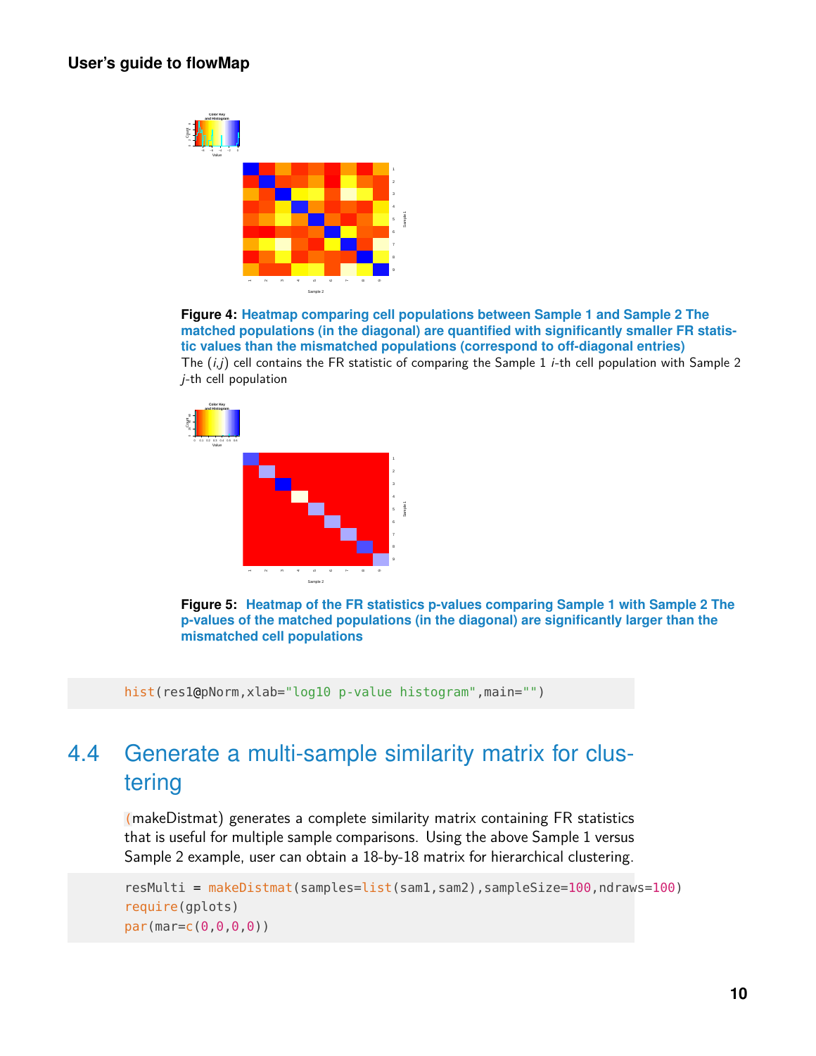**Figure 4: Heatmap comparing cell populations between Sample 1 and Sample 2 The matched populations (in the diagonal) are quantified with significantly smaller FR statistic values than the mismatched populations (correspond to off-diagonal entries)**
The $(i,j)$ cell contains the FR statistic of comparing the Sample 1 $i$-th cell population with Sample 2 $j$-th cell population

**Figure 5: Heatmap of the FR statistics p-values comparing Sample 1 with Sample 2 The p-values of the matched populations (in the diagonal) are significantly larger than the mismatched cell populations**

```
hist(res1@pNorm,xlab="log10 p-value histogram",main="")
```

## 4.4 Generate a multi-sample similarity matrix for clustering

(makeDistmat) generates a complete similarity matrix containing FR statistics that is useful for multiple sample comparisons. Using the above Sample 1 versus Sample 2 example, user can obtain a 18-by-18 matrix for hierarchical clustering.

```
resMulti = makeDistmat(samples=list(sam1,sam2),sampleSize=100,ndraws=100)
require(gplots)
par(mar=c(0,0,0,0))
```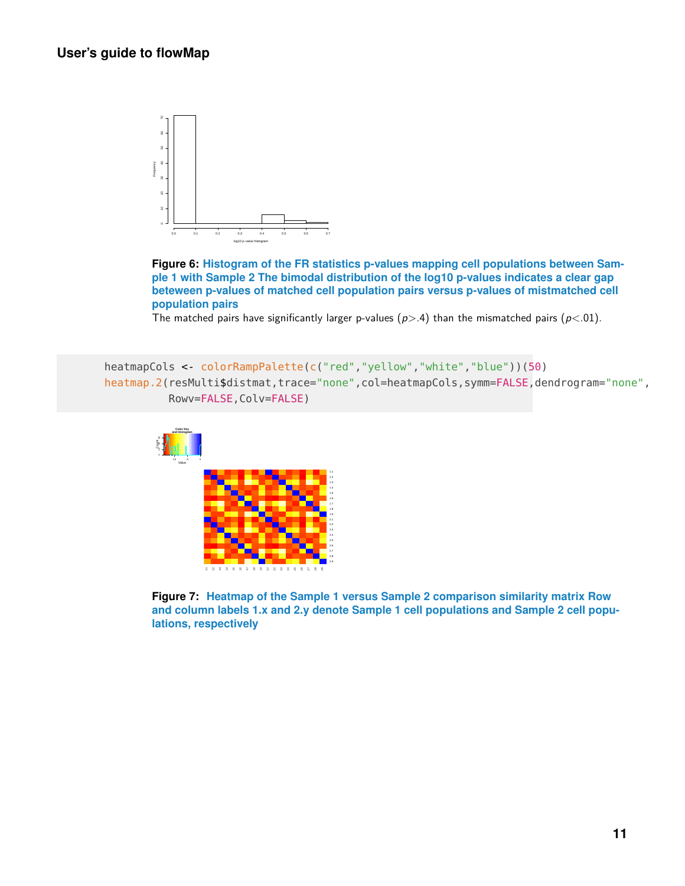**Figure 6: Histogram of the FR statistics p-values mapping cell populations between Sample 1 with Sample 2 The bimodal distribution of the log10 p-values indicates a clear gap beteween p-values of matched cell population pairs versus p-values of mistmatched cell population pairs**

The matched pairs have significantly larger p-values ($p > .4$) than the mismatched pairs ($p < .01$).

```
heatmapCols <- colorRampPalette(c("red","yellow","white","blue"))(50)
heatmap.2(resMulti$distmat,trace="none",col=heatmapCols,symm=FALSE,dendrogram="none",
          Rowv=FALSE,Colv=FALSE)
```

**Figure 7: Heatmap of the Sample 1 versus Sample 2 comparison similarity matrix Row and column labels 1.x and 2.y denote Sample 1 cell populations and Sample 2 cell populations, respectively**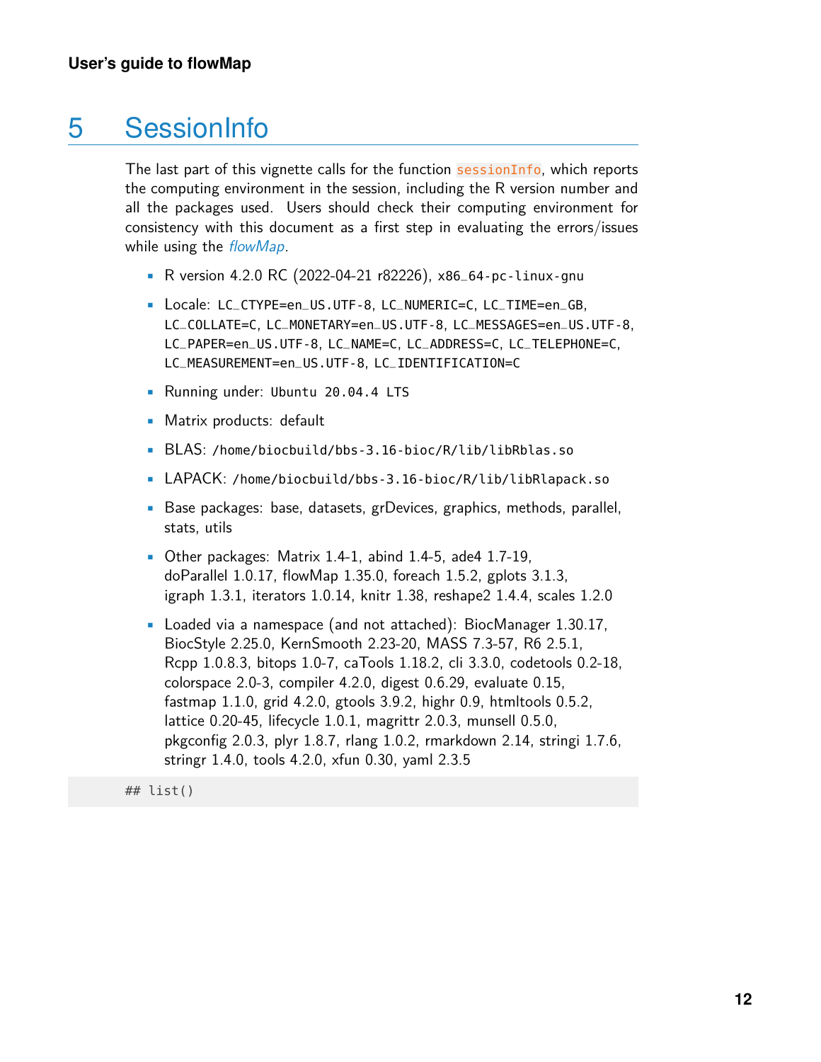# 5 SessionInfo

The last part of this vignette calls for the function `sessionInfo`, which reports the computing environment in the session, including the R version number and all the packages used. Users should check their computing environment for consistency with this document as a first step in evaluating the errors/issues while using the *flowMap*.

- R version 4.2.0 RC (2022-04-21 r82226), `x86_64-pc-linux-gnu`
- Locale: `LC_CTYPE=en_US.UTF-8`, `LC_NUMERIC=C`, `LC_TIME=en_GB`, `LC_COLLATE=C`, `LC_MONETARY=en_US.UTF-8`, `LC_MESSAGES=en_US.UTF-8`, `LC_PAPER=en_US.UTF-8`, `LC_NAME=C`, `LC_ADDRESS=C`, `LC_TELEPHONE=C`, `LC_MEASUREMENT=en_US.UTF-8`, `LC_IDENTIFICATION=C`
- Running under: `Ubuntu 20.04.4 LTS`
- Matrix products: default
- BLAS: `/home/biocbuild/bbs-3.16-bioc/R/lib/libRblas.so`
- LAPACK: `/home/biocbuild/bbs-3.16-bioc/R/lib/libRlapack.so`
- Base packages: base, datasets, grDevices, graphics, methods, parallel, stats, utils
- Other packages: Matrix 1.4-1, abind 1.4-5, ade4 1.7-19, doParallel 1.0.17, flowMap 1.35.0, foreach 1.5.2, gplots 3.1.3, igraph 1.3.1, iterators 1.0.14, knitr 1.38, reshape2 1.4.4, scales 1.2.0
- Loaded via a namespace (and not attached): BiocManager 1.30.17, BiocStyle 2.25.0, KernSmooth 2.23-20, MASS 7.3-57, R6 2.5.1, Rcpp 1.0.8.3, bitops 1.0-7, caTools 1.18.2, cli 3.3.0, codetools 0.2-18, colorspace 2.0-3, compiler 4.2.0, digest 0.6.29, evaluate 0.15, fastmap 1.1.0, grid 4.2.0, gtools 3.9.2, highr 0.9, htmltools 0.5.2, lattice 0.20-45, lifecycle 1.0.1, magrittr 2.0.3, munsell 0.5.0, pkgconfig 2.0.3, plyr 1.8.7, rlang 1.0.2, rmarkdown 2.14, stringi 1.7.6, stringr 1.4.0, tools 4.2.0, xfun 0.30, yaml 2.3.5

```
## list()
```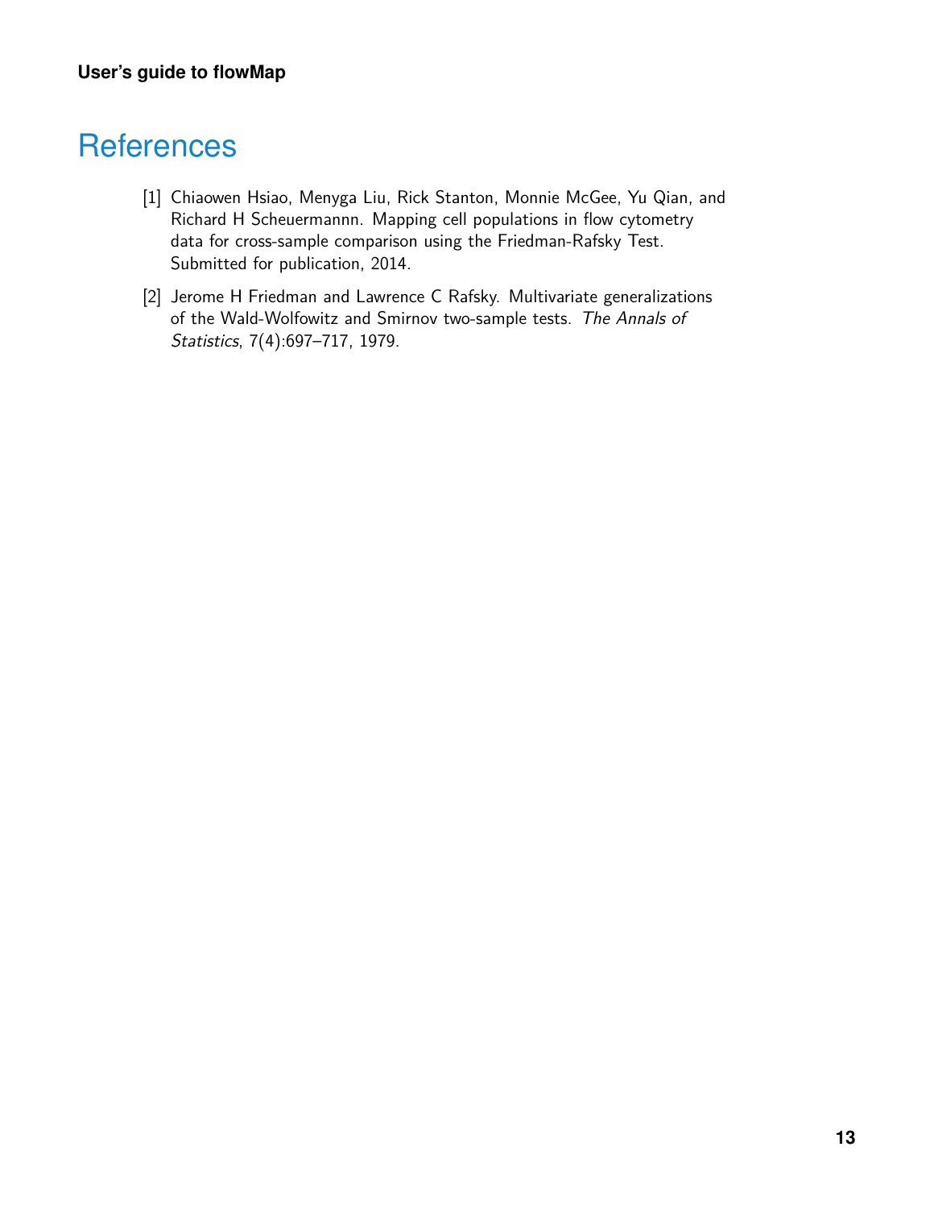# References

[1] Chiaowen Hsiao, Menyga Liu, Rick Stanton, Monnie McGee, Yu Qian, and Richard H Scheuermannn. Mapping cell populations in flow cytometry data for cross-sample comparison using the Friedman-Rafsky Test. Submitted for publication, 2014.

[2] Jerome H Friedman and Lawrence C Rafsky. Multivariate generalizations of the Wald-Wolfowitz and Smirnov two-sample tests. *The Annals of Statistics*, 7(4):697–717, 1979.